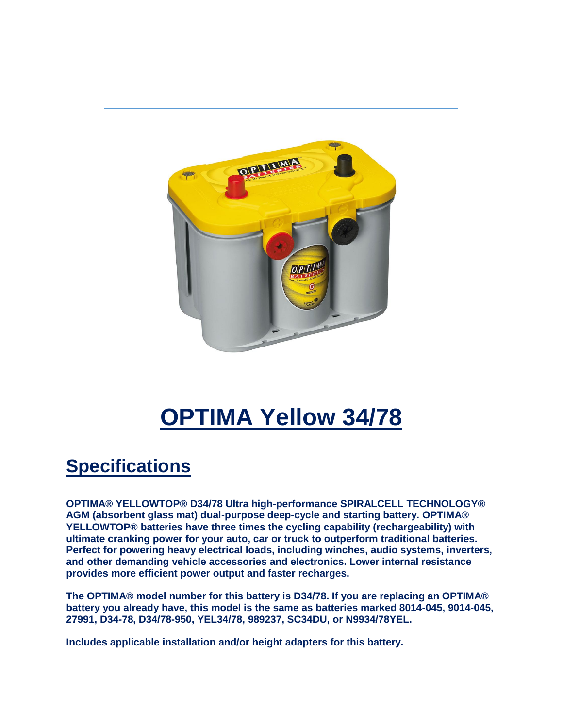# OPTIMA Yellow 34/78

## Specifications

**OPTIMA® YELLOWTOP® D34/78 Ultra high-performance SPIRALCELL TECHNOLOGY® AGM (absorbent glass mat) dual-purpose deep-cycle and starting battery. OPTIMA® YELLOWTOP® batteries have three times the cycling capability (rechargeability) with ultimate cranking power for your auto, car or truck to outperform traditional batteries. Perfect for powering heavy electrical loads, including winches, audio systems, inverters, and other demanding vehicle accessories and electronics. Lower internal resistance provides more efficient power output and faster recharges.**

**The OPTIMA® model number for this battery is D34/78. If you are replacing an OPTIMA® battery you already have, this model is the same as batteries marked 8014-045, 9014-045, 27991, D34-78, D34/78-950, YEL34/78, 989237, SC34DU, or N9934/78YEL.**

**Includes applicable installation and/or height adapters for this battery.**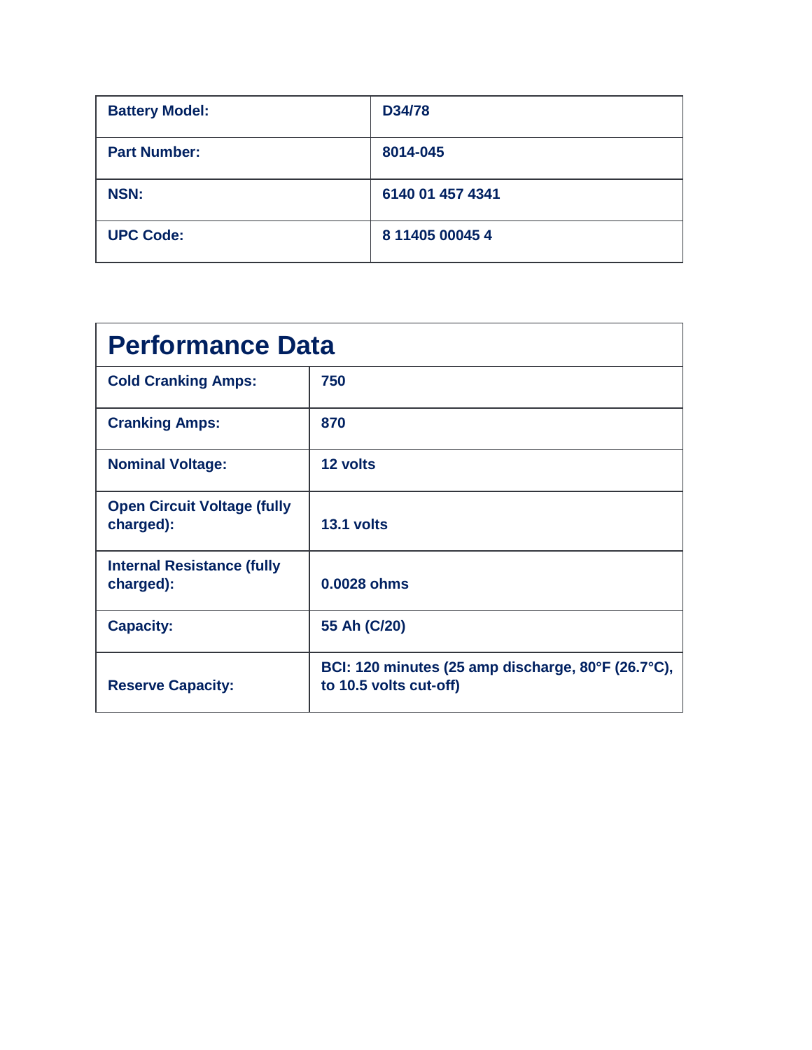| **Battery Model:** | **D34/78** |
| --- | --- |
| **Part Number:** | **8014-045** |
| **NSN:** | **6140 01 457 4341** |
| **UPC Code:** | **8 11405 00045 4** |

## Performance Data

| | |
| --- | --- |
| **Cold Cranking Amps:** | **750** |
| **Cranking Amps:** | **870** |
| **Nominal Voltage:** | **12 volts** |
| **Open Circuit Voltage (fully charged):** | **13.1 volts** |
| **Internal Resistance (fully charged):** | **0.0028 ohms** |
| **Capacity:** | **55 Ah (C/20)** |
| **Reserve Capacity:** | **BCI: 120 minutes (25 amp discharge, 80°F (26.7°C), to 10.5 volts cut-off)** |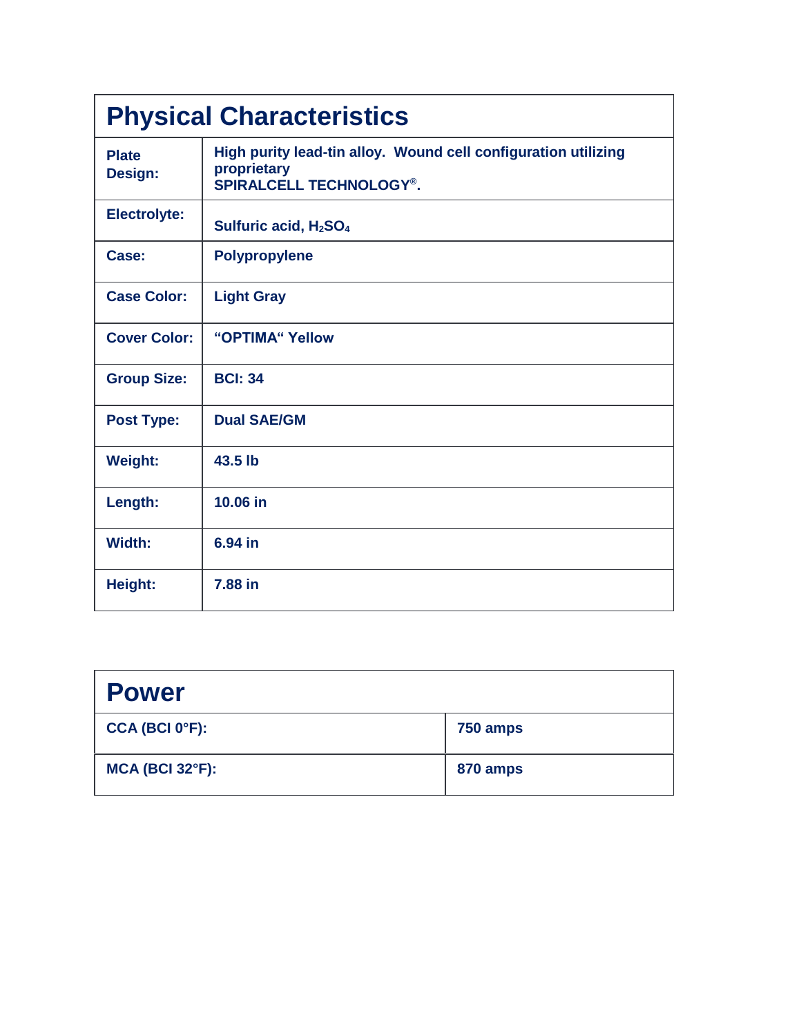## Physical Characteristics

| | |
|---|---|
| **Plate Design:** | **High purity lead-tin alloy. Wound cell configuration utilizing proprietary SPIRALCELL TECHNOLOGY®.** |
| **Electrolyte:** | **Sulfuric acid, $H_2SO_4$** |
| **Case:** | **Polypropylene** |
| **Case Color:** | **Light Gray** |
| **Cover Color:** | **"OPTIMA" Yellow** |
| **Group Size:** | **BCI: 34** |
| **Post Type:** | **Dual SAE/GM** |
| **Weight:** | **43.5 lb** |
| **Length:** | **10.06 in** |
| **Width:** | **6.94 in** |
| **Height:** | **7.88 in** |

## Power

| | |
|---|---|
| **CCA (BCI 0°F):** | **750 amps** |
| **MCA (BCI 32°F):** | **870 amps** |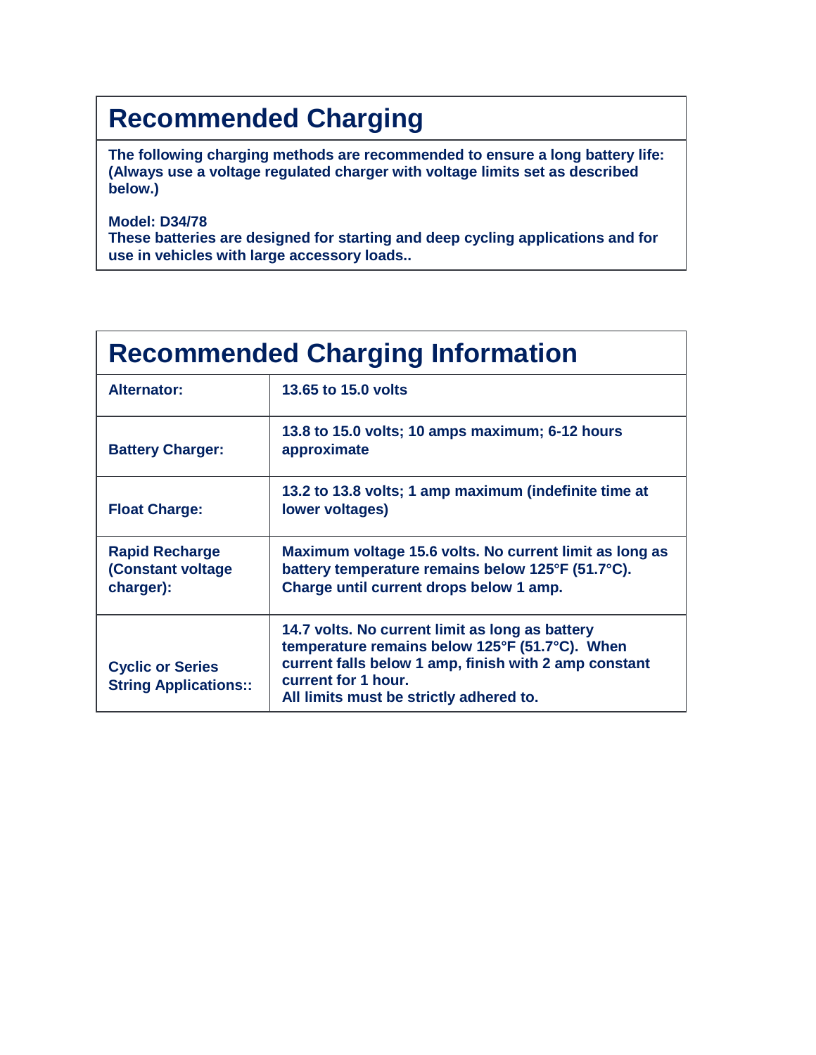## Recommended Charging

**The following charging methods are recommended to ensure a long battery life: (Always use a voltage regulated charger with voltage limits set as described below.)**

**Model: D34/78**
**These batteries are designed for starting and deep cycling applications and for use in vehicles with large accessory loads..**

## Recommended Charging Information

| | |
|---|---|
| **Alternator:** | **13.65 to 15.0 volts** |
| **Battery Charger:** | **13.8 to 15.0 volts; 10 amps maximum; 6-12 hours approximate** |
| **Float Charge:** | **13.2 to 13.8 volts; 1 amp maximum (indefinite time at lower voltages)** |
| **Rapid Recharge (Constant voltage charger):** | **Maximum voltage 15.6 volts. No current limit as long as battery temperature remains below 125°F (51.7°C). Charge until current drops below 1 amp.** |
| **Cyclic or Series String Applications::** | **14.7 volts. No current limit as long as battery temperature remains below 125°F (51.7°C). When current falls below 1 amp, finish with 2 amp constant current for 1 hour. All limits must be strictly adhered to.** |